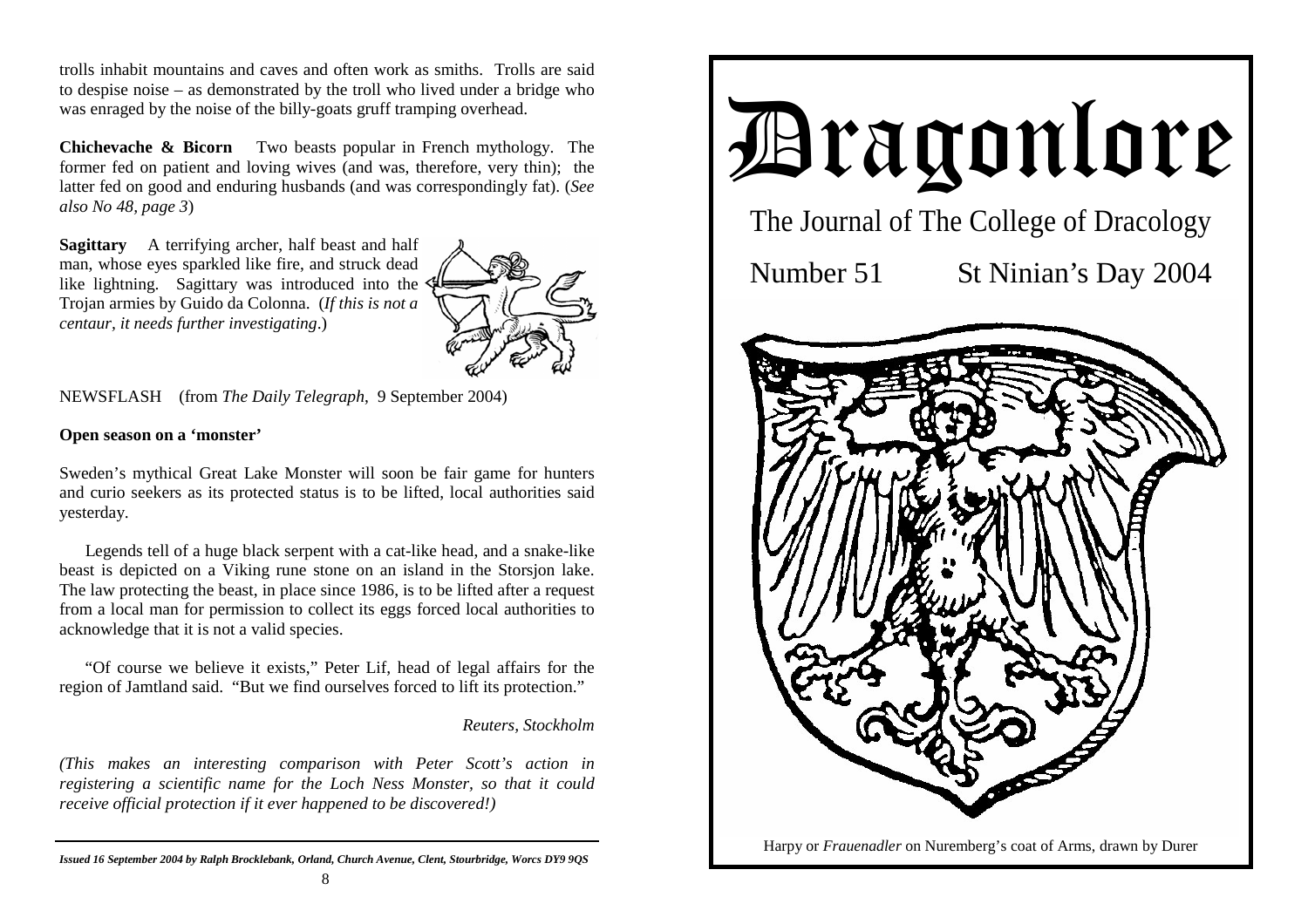trolls inhabit mountains and caves and often work as smiths. Trolls are said to despise noise – as demonstrated by the troll who lived under a bridge who was enraged by the noise of the billy-goats gruff tramping overhead.

**Chichevache & Bicorn** Two beasts popular in French mythology. The former fed on patient and loving wives (and was, therefore, very thin); the latter fed on good and enduring husbands (and was correspondingly fat). (*See also No 48, page 3*)

**Sagittary** A terrifying archer, half beast and half man, whose eyes sparkled like fire, and struck dead like lightning. Sagittary was introduced into the Trojan armies by Guido da Colonna. (*If this is not a centaur, it needs further investigating*.)

NEWSFLASH (from *The Daily Telegraph*, 9 September 2004)

**Open season on a 'monster'**

Sweden's mythical Great Lake Monster will soon be fair game for hunters and curio seekers as its protected status is to be lifted, local authorities said yesterday.

Legends tell of a huge black serpent with a cat-like head, and a snake-like beast is depicted on a Viking rune stone on an island in the Storsjon lake. The law protecting the beast, in place since 1986, is to be lifted after a request from a local man for permission to collect its eggs forced local authorities to acknowledge that it is not a valid species.

"Of course we believe it exists," Peter Lif, head of legal affairs for the region of Jamtland said. "But we find ourselves forced to lift its protection."

*Reuters, Stockholm*

*(This makes an interesting comparison with Peter Scott's action in registering a scientific name for the Loch Ness Monster, so that it could receive official protection if it ever happened to be discovered!)*

---

***Issued 16 September 2004 by Ralph Brocklebank, Orland, Church Avenue, Clent, Stourbridge, Worcs DY9 9QS***

# Dragonlore

## The Journal of The College of Dracology

Number 51 St Ninian's Day 2004

Harpy or *Frauenadler* on Nuremberg's coat of Arms, drawn by Durer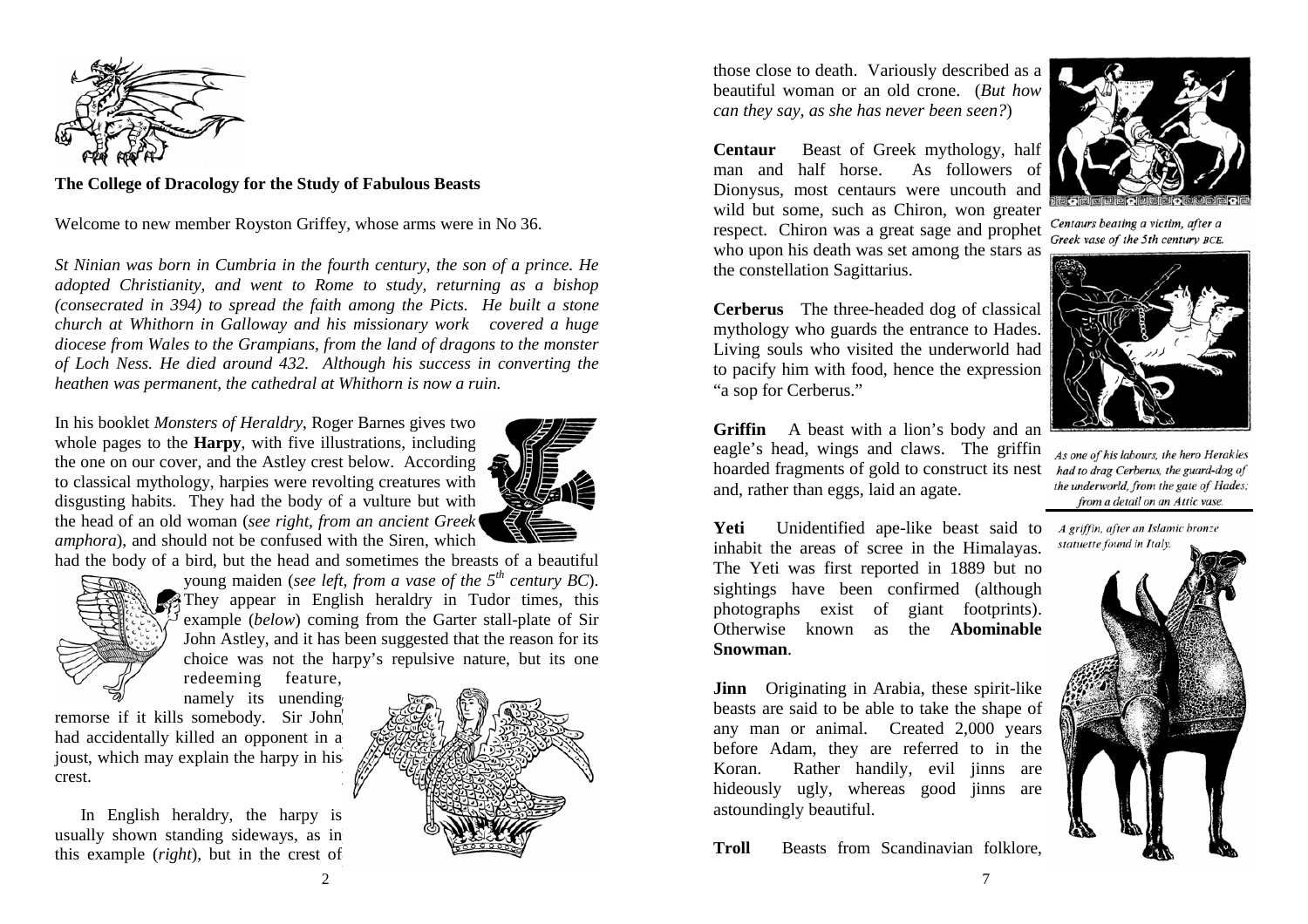**The College of Dracology for the Study of Fabulous Beasts**

Welcome to new member Royston Griffey, whose arms were in No 36.

*St Ninian was born in Cumbria in the fourth century, the son of a prince. He adopted Christianity, and went to Rome to study, returning as a bishop (consecrated in 394) to spread the faith among the Picts. He built a stone church at Whithorn in Galloway and his missionary work covered a huge diocese from Wales to the Grampians, from the land of dragons to the monster of Loch Ness. He died around 432. Although his success in converting the heathen was permanent, the cathedral at Whithorn is now a ruin.*

In his booklet *Monsters of Heraldry*, Roger Barnes gives two whole pages to the **Harpy**, with five illustrations, including the one on our cover, and the Astley crest below. According to classical mythology, harpies were revolting creatures with disgusting habits. They had the body of a vulture but with the head of an old woman (*see right, from an ancient Greek amphora*), and should not be confused with the Siren, which had the body of a bird, but the head and sometimes the breasts of a beautiful young maiden (*see left, from a vase of the 5th century BC*). They appear in English heraldry in Tudor times, this example (*below*) coming from the Garter stall-plate of Sir John Astley, and it has been suggested that the reason for its choice was not the harpy's repulsive nature, but its one redeeming feature, namely its unending remorse if it kills somebody. Sir John had accidentally killed an opponent in a joust, which may explain the harpy in his crest.

In English heraldry, the harpy is usually shown standing sideways, as in this example (*right*), but in the crest of

those close to death. Variously described as a beautiful woman or an old crone. (*But how can they say, as she has never been seen?*)

**Centaur** Beast of Greek mythology, half man and half horse. As followers of Dionysus, most centaurs were uncouth and wild but some, such as Chiron, won greater respect. Chiron was a great sage and prophet who upon his death was set among the stars as the constellation Sagittarius.

*Centaurs beating a victim, after a Greek vase of the 5th century BCE.*

**Cerberus** The three-headed dog of classical mythology who guards the entrance to Hades. Living souls who visited the underworld had to pacify him with food, hence the expression "a sop for Cerberus."

*As one of his labours, the hero Herakles had to drag Cerberus, the guard-dog of the underworld, from the gate of Hades; from a detail on an Attic vase.*

**Griffin** A beast with a lion's body and an eagle's head, wings and claws. The griffin hoarded fragments of gold to construct its nest and, rather than eggs, laid an agate.

*A griffin, after an Islamic bronze statuette found in Italy.*

**Yeti** Unidentified ape-like beast said to inhabit the areas of scree in the Himalayas. The Yeti was first reported in 1889 but no sightings have been confirmed (although photographs exist of giant footprints). Otherwise known as the **Abominable Snowman**.

**Jinn** Originating in Arabia, these spirit-like beasts are said to be able to take the shape of any man or animal. Created 2,000 years before Adam, they are referred to in the Koran. Rather handily, evil jinns are hideously ugly, whereas good jinns are astoundingly beautiful.

**Troll** Beasts from Scandinavian folklore,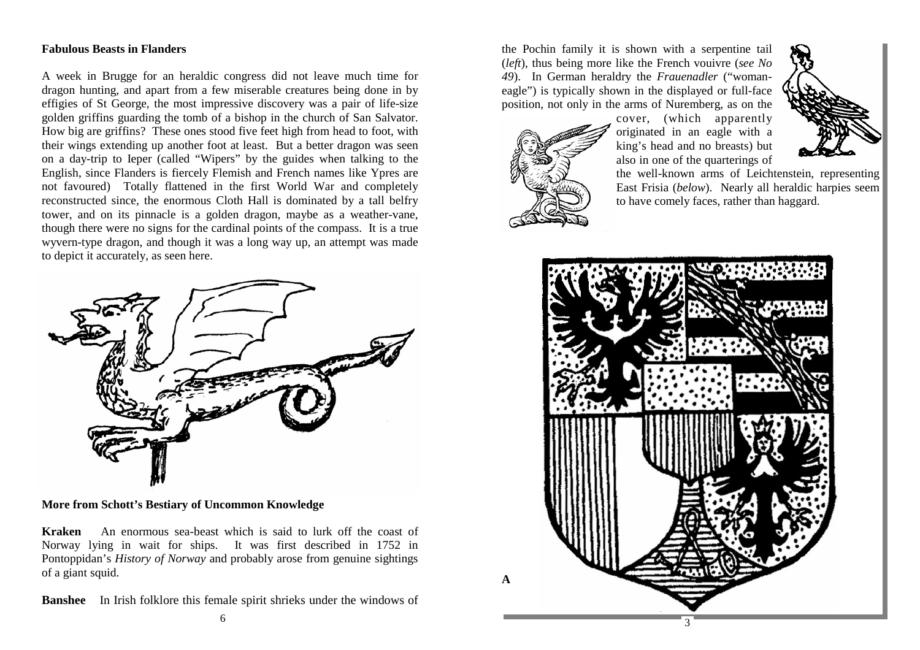**Fabulous Beasts in Flanders**

A week in Brugge for an heraldic congress did not leave much time for dragon hunting, and apart from a few miserable creatures being done in by effigies of St George, the most impressive discovery was a pair of life-size golden griffins guarding the tomb of a bishop in the church of San Salvator. How big are griffins? These ones stood five feet high from head to foot, with their wings extending up another foot at least. But a better dragon was seen on a day-trip to Ieper (called "Wipers" by the guides when talking to the English, since Flanders is fiercely Flemish and French names like Ypres are not favoured) Totally flattened in the first World War and completely reconstructed since, the enormous Cloth Hall is dominated by a tall belfry tower, and on its pinnacle is a golden dragon, maybe as a weather-vane, though there were no signs for the cardinal points of the compass. It is a true wyvern-type dragon, and though it was a long way up, an attempt was made to depict it accurately, as seen here.

**More from Schott's Bestiary of Uncommon Knowledge**

**Kraken** An enormous sea-beast which is said to lurk off the coast of Norway lying in wait for ships. It was first described in 1752 in Pontoppidan's *History of Norway* and probably arose from genuine sightings of a giant squid.

**Banshee** In Irish folklore this female spirit shrieks under the windows of

the Pochin family it is shown with a serpentine tail (*left*), thus being more like the French vouivre (*see No 49*). In German heraldry the *Frauenadler* ("woman-eagle") is typically shown in the displayed or full-face position, not only in the arms of Nuremberg, as on the cover, (which apparently originated in an eagle with a king's head and no breasts) but also in one of the quarterings of the well-known arms of Leichtenstein, representing East Frisia (*below*). Nearly all heraldic harpies seem to have comely faces, rather than haggard.

A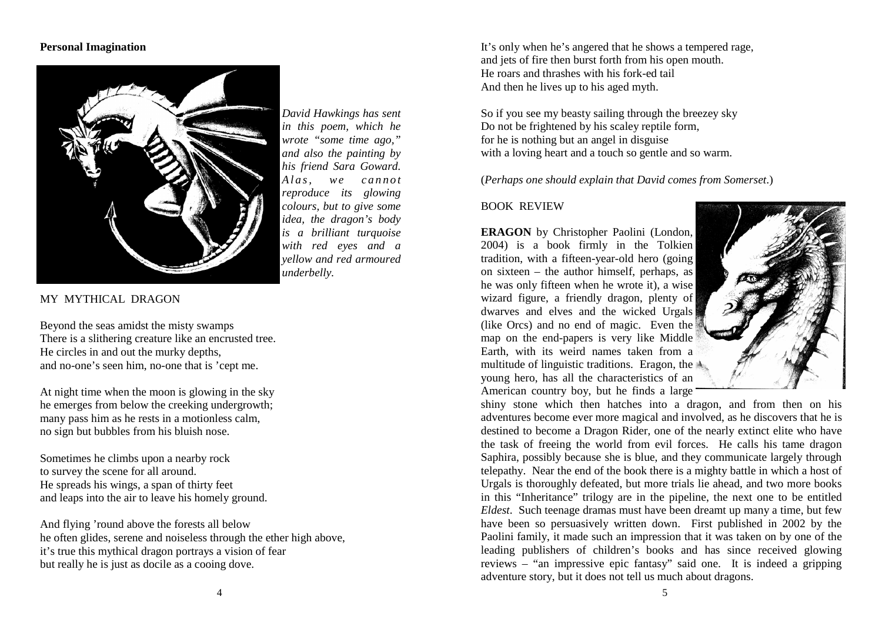**Personal Imagination**

*David Hawkings has sent in this poem, which he wrote "some time ago," and also the painting by his friend Sara Goward. Alas, we cannot reproduce its glowing colours, but to give some idea, the dragon's body is a brilliant turquoise with red eyes and a yellow and red armoured underbelly.*

MY MYTHICAL DRAGON

Beyond the seas amidst the misty swamps
There is a slithering creature like an encrusted tree.
He circles in and out the murky depths,
and no-one's seen him, no-one that is 'cept me.

At night time when the moon is glowing in the sky
he emerges from below the creeking undergrowth;
many pass him as he rests in a motionless calm,
no sign but bubbles from his bluish nose.

Sometimes he climbs upon a nearby rock
to survey the scene for all around.
He spreads his wings, a span of thirty feet
and leaps into the air to leave his homely ground.

And flying 'round above the forests all below
he often glides, serene and noiseless through the ether high above,
it's true this mythical dragon portrays a vision of fear
but really he is just as docile as a cooing dove.

It's only when he's angered that he shows a tempered rage,
and jets of fire then burst forth from his open mouth.
He roars and thrashes with his fork-ed tail
And then he lives up to his aged myth.

So if you see my beasty sailing through the breezey sky
Do not be frightened by his scaley reptile form,
for he is nothing but an angel in disguise
with a loving heart and a touch so gentle and so warm.

(*Perhaps one should explain that David comes from Somerset.*)

BOOK REVIEW

**ERAGON** by Christopher Paolini (London, 2004) is a book firmly in the Tolkien tradition, with a fifteen-year-old hero (going on sixteen – the author himself, perhaps, as he was only fifteen when he wrote it), a wise wizard figure, a friendly dragon, plenty of dwarves and elves and the wicked Urgals (like Orcs) and no end of magic. Even the map on the end-papers is very like Middle Earth, with its weird names taken from a multitude of linguistic traditions. Eragon, the young hero, has all the characteristics of an American country boy, but he finds a large shiny stone which then hatches into a dragon, and from then on his adventures become ever more magical and involved, as he discovers that he is destined to become a Dragon Rider, one of the nearly extinct elite who have the task of freeing the world from evil forces. He calls his tame dragon Saphira, possibly because she is blue, and they communicate largely through telepathy. Near the end of the book there is a mighty battle in which a host of Urgals is thoroughly defeated, but more trials lie ahead, and two more books in this "Inheritance" trilogy are in the pipeline, the next one to be entitled *Eldest*. Such teenage dramas must have been dreamt up many a time, but few have been so persuasively written down. First published in 2002 by the Paolini family, it made such an impression that it was taken on by one of the leading publishers of children's books and has since received glowing reviews – "an impressive epic fantasy" said one. It is indeed a gripping adventure story, but it does not tell us much about dragons.